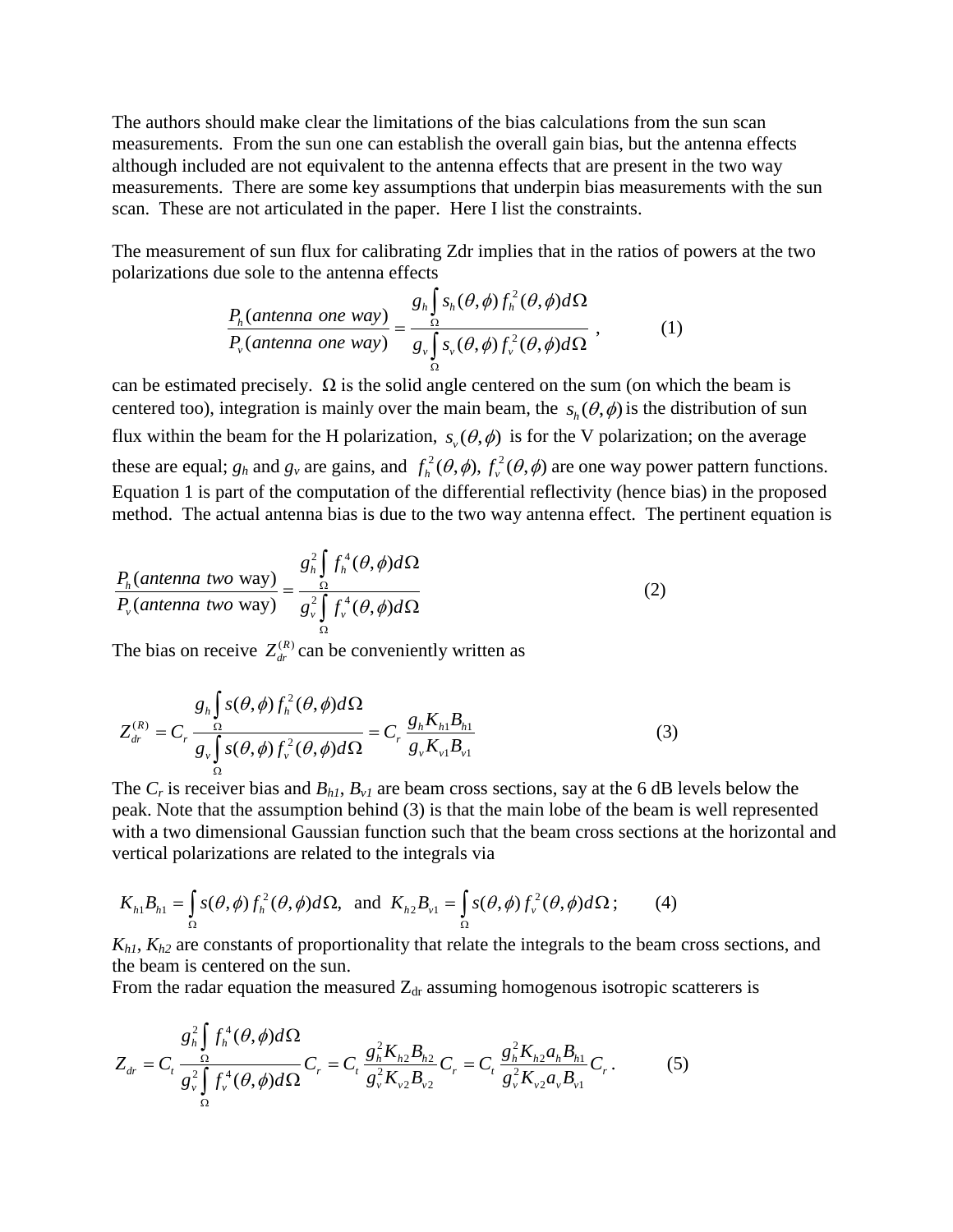The authors should make clear the limitations of the bias calculations from the sun scan measurements. From the sun one can establish the overall gain bias, but the antenna effects although included are not equivalent to the antenna effects that are present in the two way measurements. There are some key assumptions that underpin bias measurements with the sun scan. These are not articulated in the paper. Here I list the constraints.

The measurement of sun flux for calibrating Zdr implies that in the ratios of powers at the two polarizations due sole to the antenna effects

$$\frac{P_h(antenna\ one\ way)}{P_v(antenna\ one\ way)} = \frac{g_h \int_\Omega s_h(\theta,\phi) f_h^2(\theta,\phi) d\Omega}{g_v \int_\Omega s_v(\theta,\phi) f_v^2(\theta,\phi) d\Omega}\ , \qquad (1)$$

can be estimated precisely. $\Omega$ is the solid angle centered on the sum (on which the beam is centered too), integration is mainly over the main beam, the $s_h(\theta,\phi)$ is the distribution of sun flux within the beam for the H polarization, $s_v(\theta,\phi)$ is for the V polarization; on the average these are equal; $g_h$ and $g_v$ are gains, and $f_h^2(\theta,\phi)$, $f_v^2(\theta,\phi)$ are one way power pattern functions. Equation 1 is part of the computation of the differential reflectivity (hence bias) in the proposed method. The actual antenna bias is due to the two way antenna effect. The pertinent equation is

$$\frac{P_h(antenna\ two\ \text{way})}{P_v(antenna\ two\ \text{way})} = \frac{g_h^2 \int_\Omega f_h^4(\theta,\phi) d\Omega}{g_v^2 \int_\Omega f_v^4(\theta,\phi) d\Omega} \qquad (2)$$

The bias on receive $Z_{dr}^{(R)}$ can be conveniently written as

$$Z_{dr}^{(R)} = C_r \frac{g_h \int_\Omega s(\theta,\phi) f_h^2(\theta,\phi) d\Omega}{g_v \int_\Omega s(\theta,\phi) f_v^2(\theta,\phi) d\Omega} = C_r \frac{g_h K_{h1} B_{h1}}{g_v K_{v1} B_{v1}} \qquad (3)$$

The $C_r$ is receiver bias and $B_{h1}$, $B_{v1}$ are beam cross sections, say at the 6 dB levels below the peak. Note that the assumption behind (3) is that the main lobe of the beam is well represented with a two dimensional Gaussian function such that the beam cross sections at the horizontal and vertical polarizations are related to the integrals via

$$K_{h1} B_{h1} = \int_\Omega s(\theta,\phi) f_h^2(\theta,\phi) d\Omega, \ \text{ and } \ K_{h2} B_{v1} = \int_\Omega s(\theta,\phi) f_v^2(\theta,\phi) d\Omega\,; \qquad (4)$$

$K_{h1}$, $K_{h2}$ are constants of proportionality that relate the integrals to the beam cross sections, and the beam is centered on the sun.

From the radar equation the measured $Z_{dr}$ assuming homogenous isotropic scatterers is

$$Z_{dr} = C_t \frac{g_h^2 \int_\Omega f_h^4(\theta,\phi) d\Omega}{g_v^2 \int_\Omega f_v^4(\theta,\phi) d\Omega} C_r = C_t \frac{g_h^2 K_{h2} B_{h2}}{g_v^2 K_{v2} B_{v2}} C_r = C_t \frac{g_h^2 K_{h2} a_h B_{h1}}{g_v^2 K_{v2} a_v B_{v1}} C_r\,. \qquad (5)$$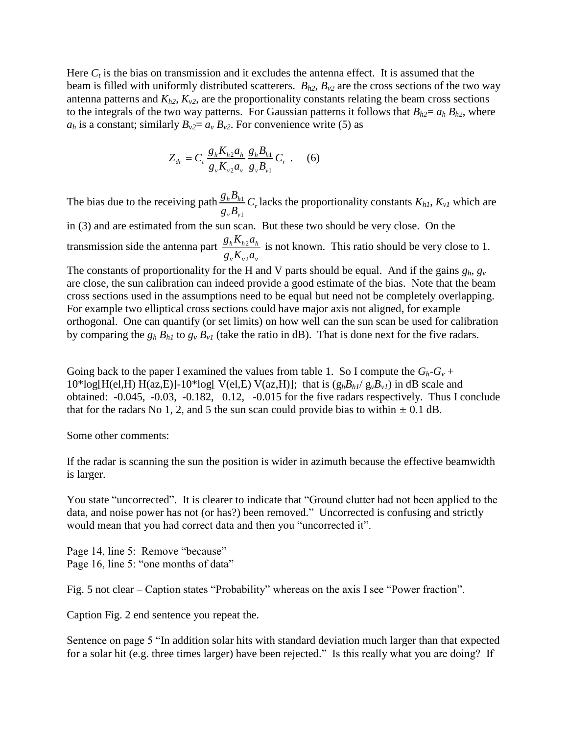Here $C_t$ is the bias on transmission and it excludes the antenna effect. It is assumed that the beam is filled with uniformly distributed scatterers. $B_{h2}$, $B_{v2}$ are the cross sections of the two way antenna patterns and $K_{h2}$, $K_{v2}$, are the proportionality constants relating the beam cross sections to the integrals of the two way patterns. For Gaussian patterns it follows that $B_{h2}= a_h B_{h2}$, where $a_h$ is a constant; similarly $B_{v2}= a_v B_{v2}$. For convenience write (5) as

$$Z_{dr} = C_t \frac{g_h K_{h2} a_h}{g_v K_{v2} a_v} \frac{g_h B_{h1}}{g_v B_{v1}} C_r \ . \quad (6)$$

The bias due to the receiving path $\frac{g_h B_{h1}}{g_v B_{v1}} C_r$ lacks the proportionality constants $K_{h1}$, $K_{v1}$ which are in (3) and are estimated from the sun scan. But these two should be very close. On the transmission side the antenna part $\frac{g_h K_{h2} a_h}{g_v K_{v2} a_v}$ is not known. This ratio should be very close to 1. The constants of proportionality for the H and V parts should be equal. And if the gains $g_h$, $g_v$ are close, the sun calibration can indeed provide a good estimate of the bias. Note that the beam cross sections used in the assumptions need to be equal but need not be completely overlapping. For example two elliptical cross sections could have major axis not aligned, for example orthogonal. One can quantify (or set limits) on how well can the sun scan be used for calibration by comparing the $g_h B_{h1}$ to $g_v B_{v1}$ (take the ratio in dB). That is done next for the five radars.

Going back to the paper I examined the values from table 1. So I compute the $G_h$-$G_v$ + 10*log[H(el,H) H(az,E)]-10*log[ V(el,E) V(az,H)]; that is ($g_h B_{h1}$/ $g_v B_{v1}$) in dB scale and obtained: -0.045, -0.03, -0.182, 0.12, -0.015 for the five radars respectively. Thus I conclude that for the radars No 1, 2, and 5 the sun scan could provide bias to within $\pm$ 0.1 dB.

Some other comments:

If the radar is scanning the sun the position is wider in azimuth because the effective beamwidth is larger.

You state "uncorrected". It is clearer to indicate that "Ground clutter had not been applied to the data, and noise power has not (or has?) been removed." Uncorrected is confusing and strictly would mean that you had correct data and then you "uncorrected it".

Page 14, line 5: Remove "because"
Page 16, line 5: "one months of data"

Fig. 5 not clear – Caption states "Probability" whereas on the axis I see "Power fraction".

Caption Fig. 2 end sentence you repeat the.

Sentence on page 5 "In addition solar hits with standard deviation much larger than that expected for a solar hit (e.g. three times larger) have been rejected." Is this really what you are doing? If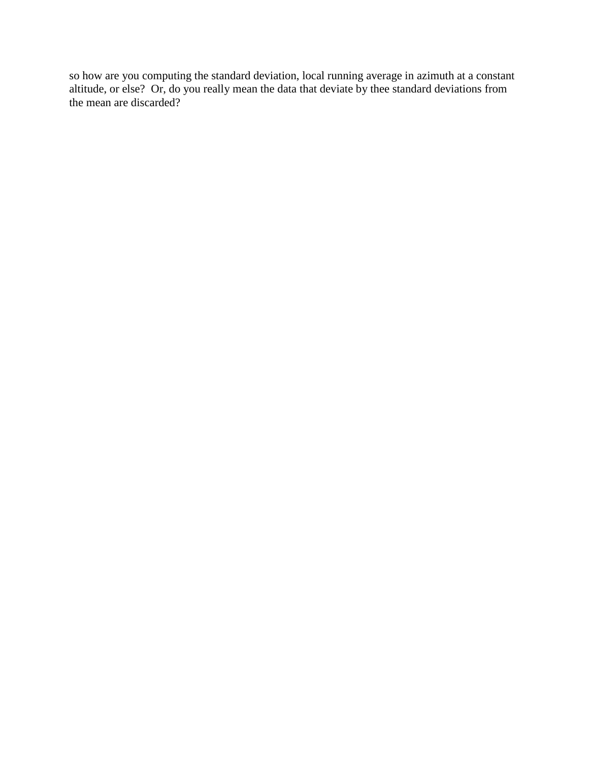so how are you computing the standard deviation, local running average in azimuth at a constant altitude, or else? Or, do you really mean the data that deviate by thee standard deviations from the mean are discarded?